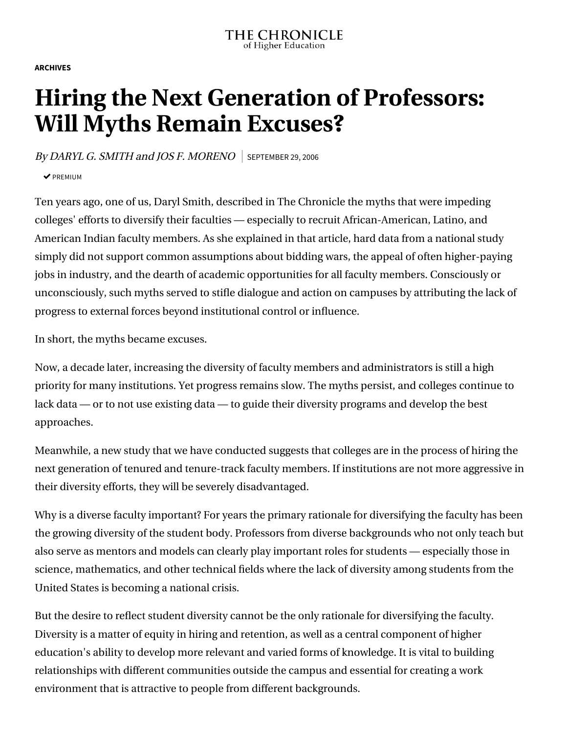THE CHRONICLE
of Higher Education

ARCHIVES

# Hiring the Next Generation of Professors: Will Myths Remain Excuses?

*By DARYL G. SMITH and JOS F. MORENO* | SEPTEMBER 29, 2006

✔ PREMIUM

Ten years ago, one of us, Daryl Smith, described in The Chronicle the myths that were impeding colleges' efforts to diversify their faculties — especially to recruit African-American, Latino, and American Indian faculty members. As she explained in that article, hard data from a national study simply did not support common assumptions about bidding wars, the appeal of often higher-paying jobs in industry, and the dearth of academic opportunities for all faculty members. Consciously or unconsciously, such myths served to stifle dialogue and action on campuses by attributing the lack of progress to external forces beyond institutional control or influence.

In short, the myths became excuses.

Now, a decade later, increasing the diversity of faculty members and administrators is still a high priority for many institutions. Yet progress remains slow. The myths persist, and colleges continue to lack data — or to not use existing data — to guide their diversity programs and develop the best approaches.

Meanwhile, a new study that we have conducted suggests that colleges are in the process of hiring the next generation of tenured and tenure-track faculty members. If institutions are not more aggressive in their diversity efforts, they will be severely disadvantaged.

Why is a diverse faculty important? For years the primary rationale for diversifying the faculty has been the growing diversity of the student body. Professors from diverse backgrounds who not only teach but also serve as mentors and models can clearly play important roles for students — especially those in science, mathematics, and other technical fields where the lack of diversity among students from the United States is becoming a national crisis.

But the desire to reflect student diversity cannot be the only rationale for diversifying the faculty. Diversity is a matter of equity in hiring and retention, as well as a central component of higher education's ability to develop more relevant and varied forms of knowledge. It is vital to building relationships with different communities outside the campus and essential for creating a work environment that is attractive to people from different backgrounds.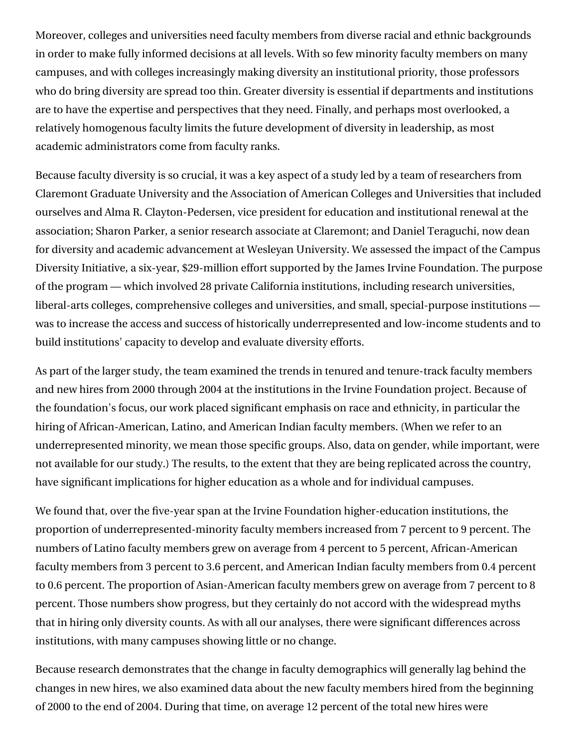Moreover, colleges and universities need faculty members from diverse racial and ethnic backgrounds in order to make fully informed decisions at all levels. With so few minority faculty members on many campuses, and with colleges increasingly making diversity an institutional priority, those professors who do bring diversity are spread too thin. Greater diversity is essential if departments and institutions are to have the expertise and perspectives that they need. Finally, and perhaps most overlooked, a relatively homogenous faculty limits the future development of diversity in leadership, as most academic administrators come from faculty ranks.

Because faculty diversity is so crucial, it was a key aspect of a study led by a team of researchers from Claremont Graduate University and the Association of American Colleges and Universities that included ourselves and Alma R. Clayton-Pedersen, vice president for education and institutional renewal at the association; Sharon Parker, a senior research associate at Claremont; and Daniel Teraguchi, now dean for diversity and academic advancement at Wesleyan University. We assessed the impact of the Campus Diversity Initiative, a six-year, $29-million effort supported by the James Irvine Foundation. The purpose of the program — which involved 28 private California institutions, including research universities, liberal-arts colleges, comprehensive colleges and universities, and small, special-purpose institutions — was to increase the access and success of historically underrepresented and low-income students and to build institutions' capacity to develop and evaluate diversity efforts.

As part of the larger study, the team examined the trends in tenured and tenure-track faculty members and new hires from 2000 through 2004 at the institutions in the Irvine Foundation project. Because of the foundation's focus, our work placed significant emphasis on race and ethnicity, in particular the hiring of African-American, Latino, and American Indian faculty members. (When we refer to an underrepresented minority, we mean those specific groups. Also, data on gender, while important, were not available for our study.) The results, to the extent that they are being replicated across the country, have significant implications for higher education as a whole and for individual campuses.

We found that, over the five-year span at the Irvine Foundation higher-education institutions, the proportion of underrepresented-minority faculty members increased from 7 percent to 9 percent. The numbers of Latino faculty members grew on average from 4 percent to 5 percent, African-American faculty members from 3 percent to 3.6 percent, and American Indian faculty members from 0.4 percent to 0.6 percent. The proportion of Asian-American faculty members grew on average from 7 percent to 8 percent. Those numbers show progress, but they certainly do not accord with the widespread myths that in hiring only diversity counts. As with all our analyses, there were significant differences across institutions, with many campuses showing little or no change.

Because research demonstrates that the change in faculty demographics will generally lag behind the changes in new hires, we also examined data about the new faculty members hired from the beginning of 2000 to the end of 2004. During that time, on average 12 percent of the total new hires were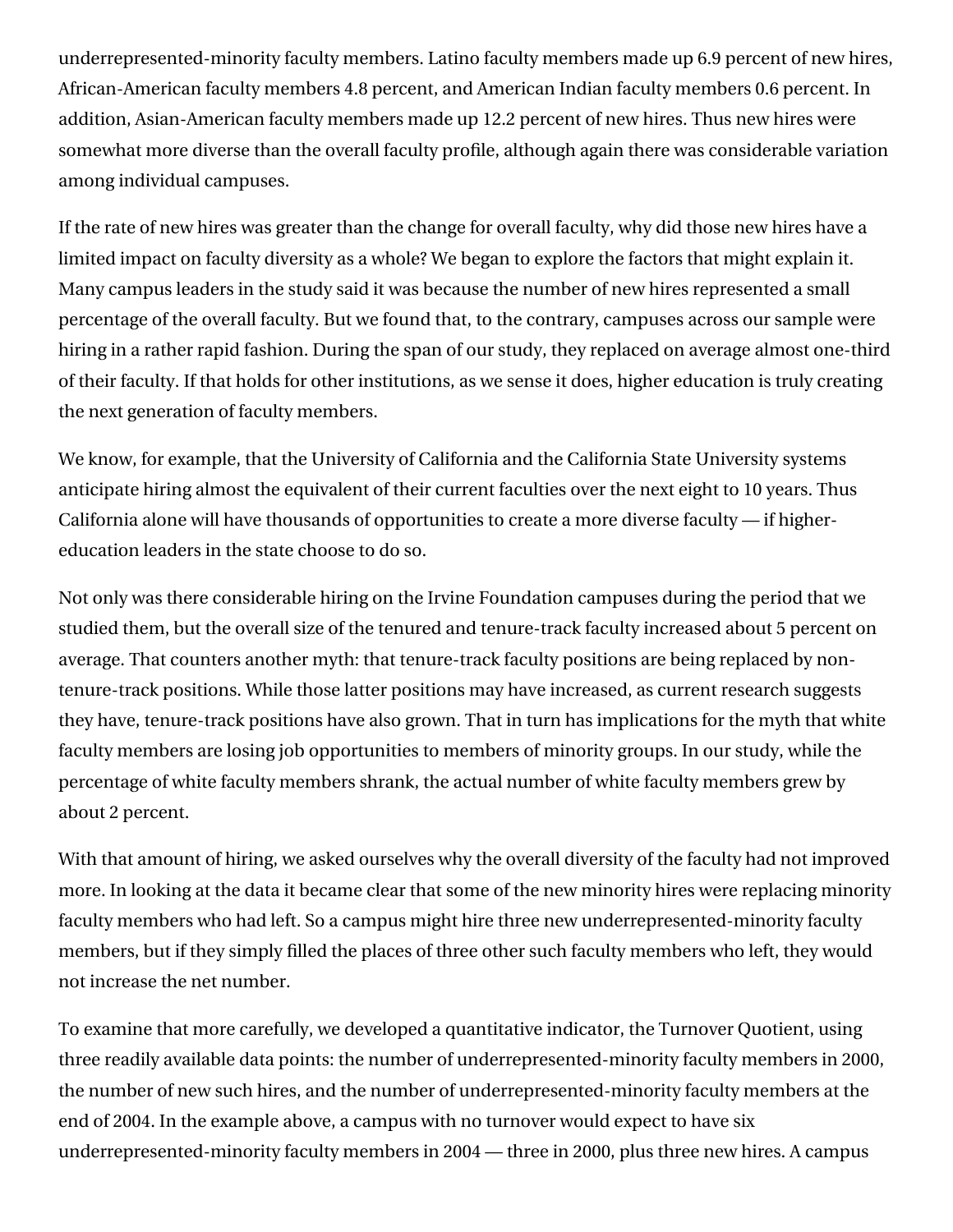underrepresented-minority faculty members. Latino faculty members made up 6.9 percent of new hires, African-American faculty members 4.8 percent, and American Indian faculty members 0.6 percent. In addition, Asian-American faculty members made up 12.2 percent of new hires. Thus new hires were somewhat more diverse than the overall faculty profile, although again there was considerable variation among individual campuses.

If the rate of new hires was greater than the change for overall faculty, why did those new hires have a limited impact on faculty diversity as a whole? We began to explore the factors that might explain it. Many campus leaders in the study said it was because the number of new hires represented a small percentage of the overall faculty. But we found that, to the contrary, campuses across our sample were hiring in a rather rapid fashion. During the span of our study, they replaced on average almost one-third of their faculty. If that holds for other institutions, as we sense it does, higher education is truly creating the next generation of faculty members.

We know, for example, that the University of California and the California State University systems anticipate hiring almost the equivalent of their current faculties over the next eight to 10 years. Thus California alone will have thousands of opportunities to create a more diverse faculty — if higher-education leaders in the state choose to do so.

Not only was there considerable hiring on the Irvine Foundation campuses during the period that we studied them, but the overall size of the tenured and tenure-track faculty increased about 5 percent on average. That counters another myth: that tenure-track faculty positions are being replaced by non-tenure-track positions. While those latter positions may have increased, as current research suggests they have, tenure-track positions have also grown. That in turn has implications for the myth that white faculty members are losing job opportunities to members of minority groups. In our study, while the percentage of white faculty members shrank, the actual number of white faculty members grew by about 2 percent.

With that amount of hiring, we asked ourselves why the overall diversity of the faculty had not improved more. In looking at the data it became clear that some of the new minority hires were replacing minority faculty members who had left. So a campus might hire three new underrepresented-minority faculty members, but if they simply filled the places of three other such faculty members who left, they would not increase the net number.

To examine that more carefully, we developed a quantitative indicator, the Turnover Quotient, using three readily available data points: the number of underrepresented-minority faculty members in 2000, the number of new such hires, and the number of underrepresented-minority faculty members at the end of 2004. In the example above, a campus with no turnover would expect to have six underrepresented-minority faculty members in 2004 — three in 2000, plus three new hires. A campus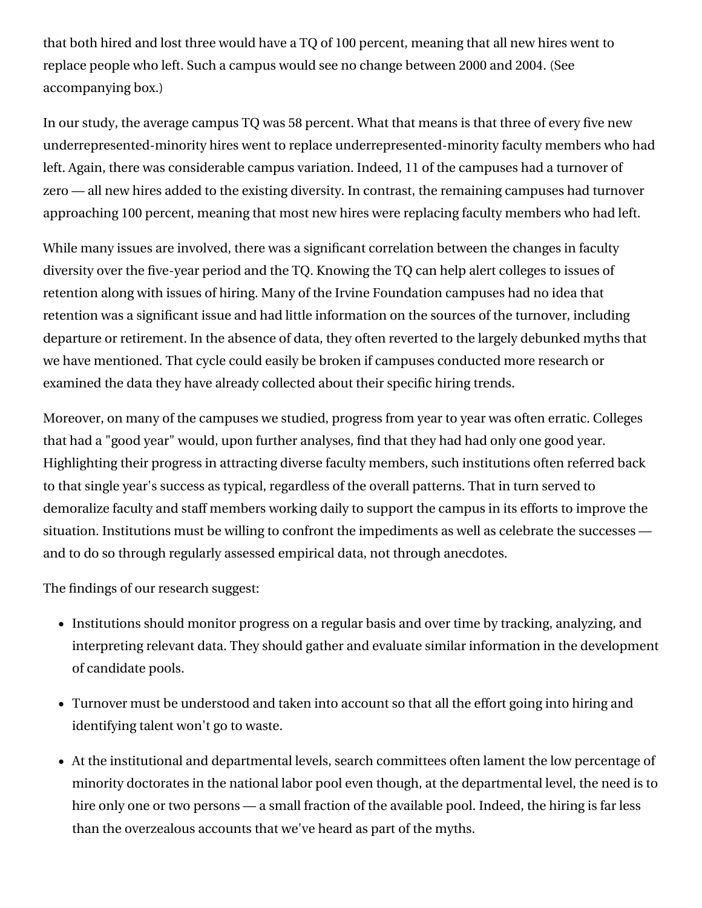that both hired and lost three would have a TQ of 100 percent, meaning that all new hires went to replace people who left. Such a campus would see no change between 2000 and 2004. (See accompanying box.)

In our study, the average campus TQ was 58 percent. What that means is that three of every five new underrepresented-minority hires went to replace underrepresented-minority faculty members who had left. Again, there was considerable campus variation. Indeed, 11 of the campuses had a turnover of zero — all new hires added to the existing diversity. In contrast, the remaining campuses had turnover approaching 100 percent, meaning that most new hires were replacing faculty members who had left.

While many issues are involved, there was a significant correlation between the changes in faculty diversity over the five-year period and the TQ. Knowing the TQ can help alert colleges to issues of retention along with issues of hiring. Many of the Irvine Foundation campuses had no idea that retention was a significant issue and had little information on the sources of the turnover, including departure or retirement. In the absence of data, they often reverted to the largely debunked myths that we have mentioned. That cycle could easily be broken if campuses conducted more research or examined the data they have already collected about their specific hiring trends.

Moreover, on many of the campuses we studied, progress from year to year was often erratic. Colleges that had a "good year" would, upon further analyses, find that they had had only one good year. Highlighting their progress in attracting diverse faculty members, such institutions often referred back to that single year's success as typical, regardless of the overall patterns. That in turn served to demoralize faculty and staff members working daily to support the campus in its efforts to improve the situation. Institutions must be willing to confront the impediments as well as celebrate the successes — and to do so through regularly assessed empirical data, not through anecdotes.

The findings of our research suggest:

- Institutions should monitor progress on a regular basis and over time by tracking, analyzing, and interpreting relevant data. They should gather and evaluate similar information in the development of candidate pools.
- Turnover must be understood and taken into account so that all the effort going into hiring and identifying talent won't go to waste.
- At the institutional and departmental levels, search committees often lament the low percentage of minority doctorates in the national labor pool even though, at the departmental level, the need is to hire only one or two persons — a small fraction of the available pool. Indeed, the hiring is far less than the overzealous accounts that we've heard as part of the myths.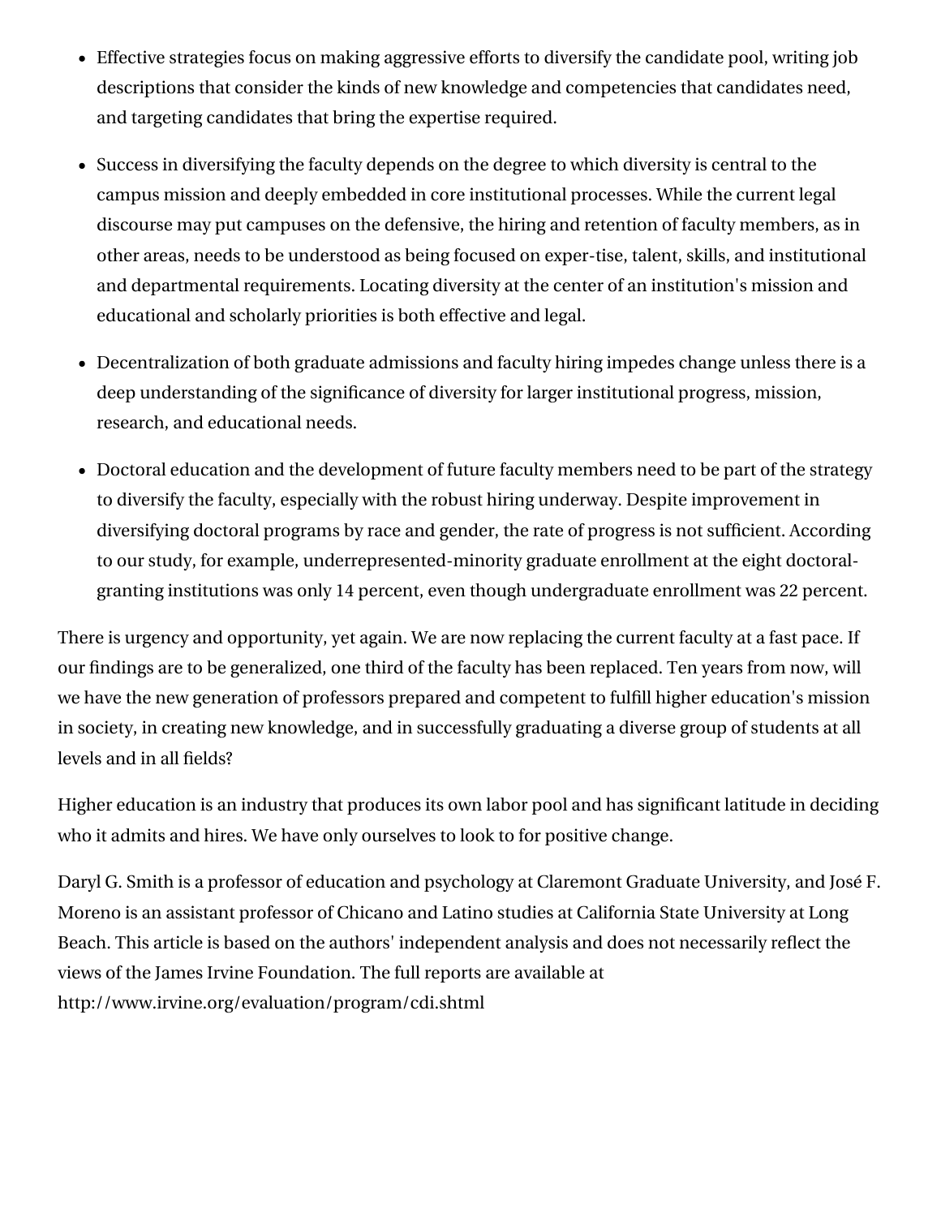- Effective strategies focus on making aggressive efforts to diversify the candidate pool, writing job descriptions that consider the kinds of new knowledge and competencies that candidates need, and targeting candidates that bring the expertise required.
- Success in diversifying the faculty depends on the degree to which diversity is central to the campus mission and deeply embedded in core institutional processes. While the current legal discourse may put campuses on the defensive, the hiring and retention of faculty members, as in other areas, needs to be understood as being focused on exper-tise, talent, skills, and institutional and departmental requirements. Locating diversity at the center of an institution's mission and educational and scholarly priorities is both effective and legal.
- Decentralization of both graduate admissions and faculty hiring impedes change unless there is a deep understanding of the significance of diversity for larger institutional progress, mission, research, and educational needs.
- Doctoral education and the development of future faculty members need to be part of the strategy to diversify the faculty, especially with the robust hiring underway. Despite improvement in diversifying doctoral programs by race and gender, the rate of progress is not sufficient. According to our study, for example, underrepresented-minority graduate enrollment at the eight doctoral-granting institutions was only 14 percent, even though undergraduate enrollment was 22 percent.

There is urgency and opportunity, yet again. We are now replacing the current faculty at a fast pace. If our findings are to be generalized, one third of the faculty has been replaced. Ten years from now, will we have the new generation of professors prepared and competent to fulfill higher education's mission in society, in creating new knowledge, and in successfully graduating a diverse group of students at all levels and in all fields?

Higher education is an industry that produces its own labor pool and has significant latitude in deciding who it admits and hires. We have only ourselves to look to for positive change.

Daryl G. Smith is a professor of education and psychology at Claremont Graduate University, and José F. Moreno is an assistant professor of Chicano and Latino studies at California State University at Long Beach. This article is based on the authors' independent analysis and does not necessarily reflect the views of the James Irvine Foundation. The full reports are available at http://www.irvine.org/evaluation/program/cdi.shtml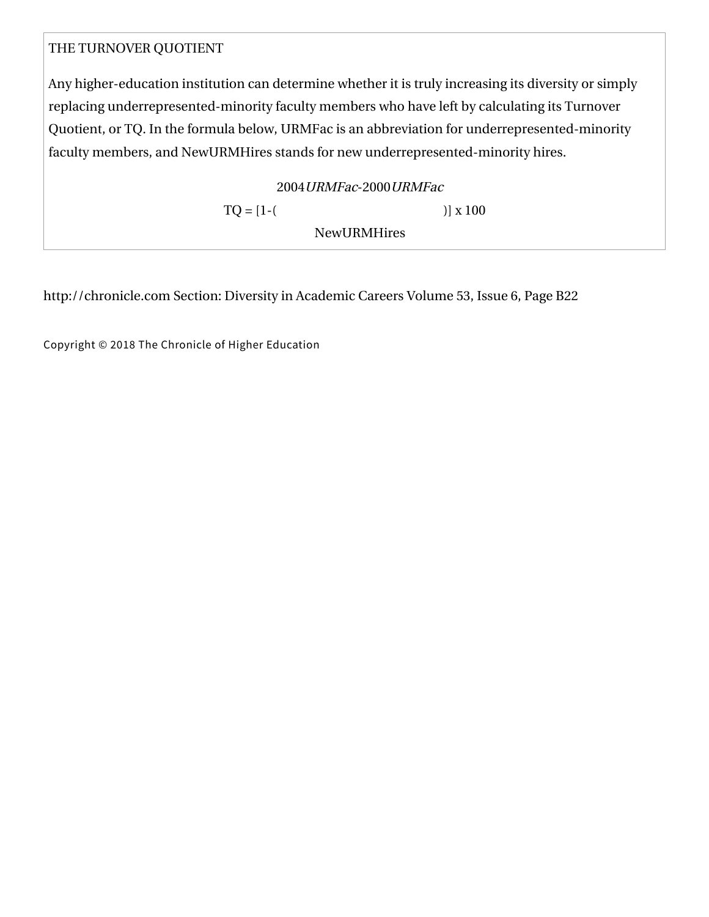THE TURNOVER QUOTIENT

Any higher-education institution can determine whether it is truly increasing its diversity or simply replacing underrepresented-minority faculty members who have left by calculating its Turnover Quotient, or TQ. In the formula below, URMFac is an abbreviation for underrepresented-minority faculty members, and NewURMHires stands for new underrepresented-minority hires.

$$TQ = \left[1 - \left(\frac{2004\,URMFac - 2000\,URMFac}{NewURMHires}\right)\right] \times 100$$

http://chronicle.com Section: Diversity in Academic Careers Volume 53, Issue 6, Page B22

Copyright © 2018 The Chronicle of Higher Education